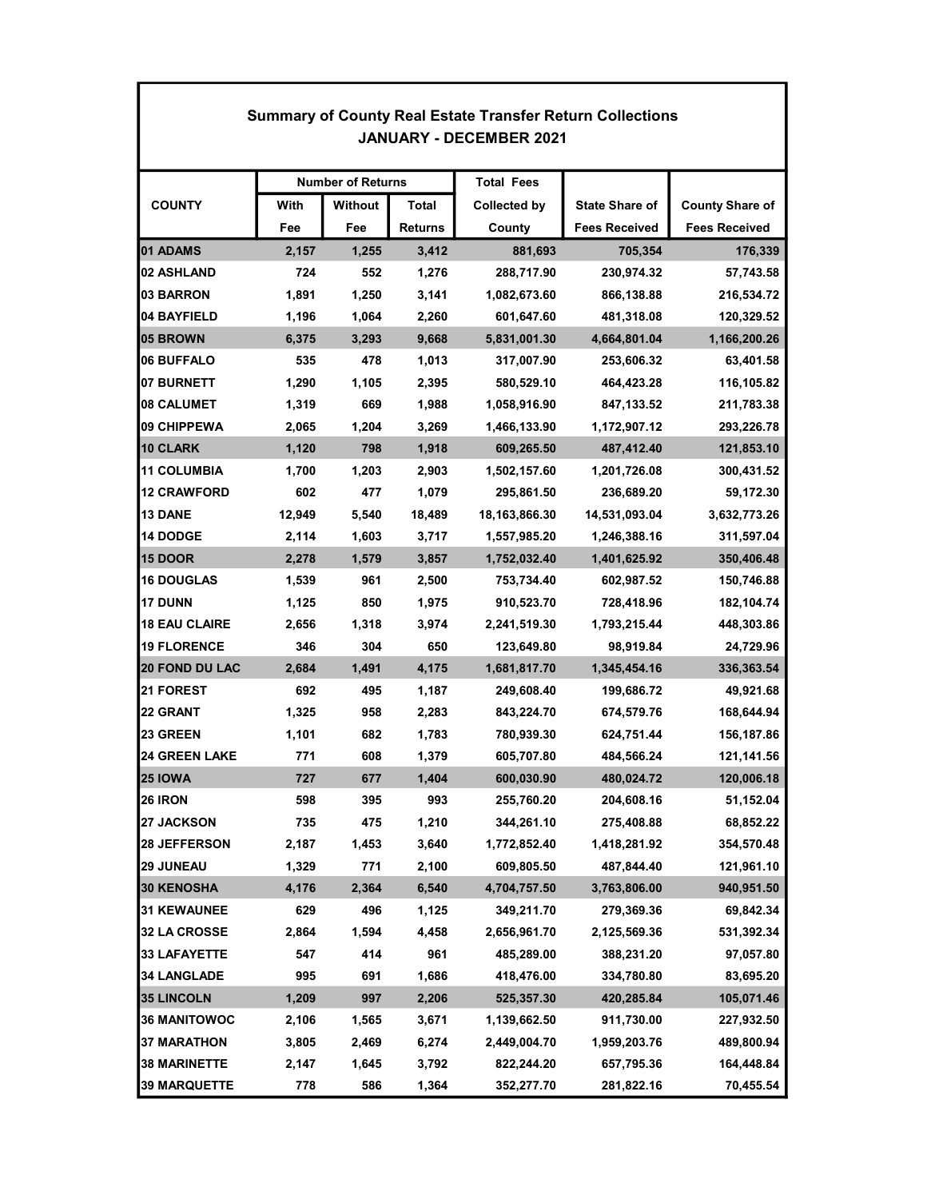## Summary of County Real Estate Transfer Return Collections
### JANUARY - DECEMBER 2021

| COUNTY | Number of Returns | | | Total Fees Collected by County | State Share of Fees Received | County Share of Fees Received |
|---|---|---|---|---|---|---|
| | With Fee | Without Fee | Total Returns | | | |
| 01 ADAMS | 2,157 | 1,255 | 3,412 | 881,693 | 705,354 | 176,339 |
| 02 ASHLAND | 724 | 552 | 1,276 | 288,717.90 | 230,974.32 | 57,743.58 |
| 03 BARRON | 1,891 | 1,250 | 3,141 | 1,082,673.60 | 866,138.88 | 216,534.72 |
| 04 BAYFIELD | 1,196 | 1,064 | 2,260 | 601,647.60 | 481,318.08 | 120,329.52 |
| 05 BROWN | 6,375 | 3,293 | 9,668 | 5,831,001.30 | 4,664,801.04 | 1,166,200.26 |
| 06 BUFFALO | 535 | 478 | 1,013 | 317,007.90 | 253,606.32 | 63,401.58 |
| 07 BURNETT | 1,290 | 1,105 | 2,395 | 580,529.10 | 464,423.28 | 116,105.82 |
| 08 CALUMET | 1,319 | 669 | 1,988 | 1,058,916.90 | 847,133.52 | 211,783.38 |
| 09 CHIPPEWA | 2,065 | 1,204 | 3,269 | 1,466,133.90 | 1,172,907.12 | 293,226.78 |
| 10 CLARK | 1,120 | 798 | 1,918 | 609,265.50 | 487,412.40 | 121,853.10 |
| 11 COLUMBIA | 1,700 | 1,203 | 2,903 | 1,502,157.60 | 1,201,726.08 | 300,431.52 |
| 12 CRAWFORD | 602 | 477 | 1,079 | 295,861.50 | 236,689.20 | 59,172.30 |
| 13 DANE | 12,949 | 5,540 | 18,489 | 18,163,866.30 | 14,531,093.04 | 3,632,773.26 |
| 14 DODGE | 2,114 | 1,603 | 3,717 | 1,557,985.20 | 1,246,388.16 | 311,597.04 |
| 15 DOOR | 2,278 | 1,579 | 3,857 | 1,752,032.40 | 1,401,625.92 | 350,406.48 |
| 16 DOUGLAS | 1,539 | 961 | 2,500 | 753,734.40 | 602,987.52 | 150,746.88 |
| 17 DUNN | 1,125 | 850 | 1,975 | 910,523.70 | 728,418.96 | 182,104.74 |
| 18 EAU CLAIRE | 2,656 | 1,318 | 3,974 | 2,241,519.30 | 1,793,215.44 | 448,303.86 |
| 19 FLORENCE | 346 | 304 | 650 | 123,649.80 | 98,919.84 | 24,729.96 |
| 20 FOND DU LAC | 2,684 | 1,491 | 4,175 | 1,681,817.70 | 1,345,454.16 | 336,363.54 |
| 21 FOREST | 692 | 495 | 1,187 | 249,608.40 | 199,686.72 | 49,921.68 |
| 22 GRANT | 1,325 | 958 | 2,283 | 843,224.70 | 674,579.76 | 168,644.94 |
| 23 GREEN | 1,101 | 682 | 1,783 | 780,939.30 | 624,751.44 | 156,187.86 |
| 24 GREEN LAKE | 771 | 608 | 1,379 | 605,707.80 | 484,566.24 | 121,141.56 |
| 25 IOWA | 727 | 677 | 1,404 | 600,030.90 | 480,024.72 | 120,006.18 |
| 26 IRON | 598 | 395 | 993 | 255,760.20 | 204,608.16 | 51,152.04 |
| 27 JACKSON | 735 | 475 | 1,210 | 344,261.10 | 275,408.88 | 68,852.22 |
| 28 JEFFERSON | 2,187 | 1,453 | 3,640 | 1,772,852.40 | 1,418,281.92 | 354,570.48 |
| 29 JUNEAU | 1,329 | 771 | 2,100 | 609,805.50 | 487,844.40 | 121,961.10 |
| 30 KENOSHA | 4,176 | 2,364 | 6,540 | 4,704,757.50 | 3,763,806.00 | 940,951.50 |
| 31 KEWAUNEE | 629 | 496 | 1,125 | 349,211.70 | 279,369.36 | 69,842.34 |
| 32 LA CROSSE | 2,864 | 1,594 | 4,458 | 2,656,961.70 | 2,125,569.36 | 531,392.34 |
| 33 LAFAYETTE | 547 | 414 | 961 | 485,289.00 | 388,231.20 | 97,057.80 |
| 34 LANGLADE | 995 | 691 | 1,686 | 418,476.00 | 334,780.80 | 83,695.20 |
| 35 LINCOLN | 1,209 | 997 | 2,206 | 525,357.30 | 420,285.84 | 105,071.46 |
| 36 MANITOWOC | 2,106 | 1,565 | 3,671 | 1,139,662.50 | 911,730.00 | 227,932.50 |
| 37 MARATHON | 3,805 | 2,469 | 6,274 | 2,449,004.70 | 1,959,203.76 | 489,800.94 |
| 38 MARINETTE | 2,147 | 1,645 | 3,792 | 822,244.20 | 657,795.36 | 164,448.84 |
| 39 MARQUETTE | 778 | 586 | 1,364 | 352,277.70 | 281,822.16 | 70,455.54 |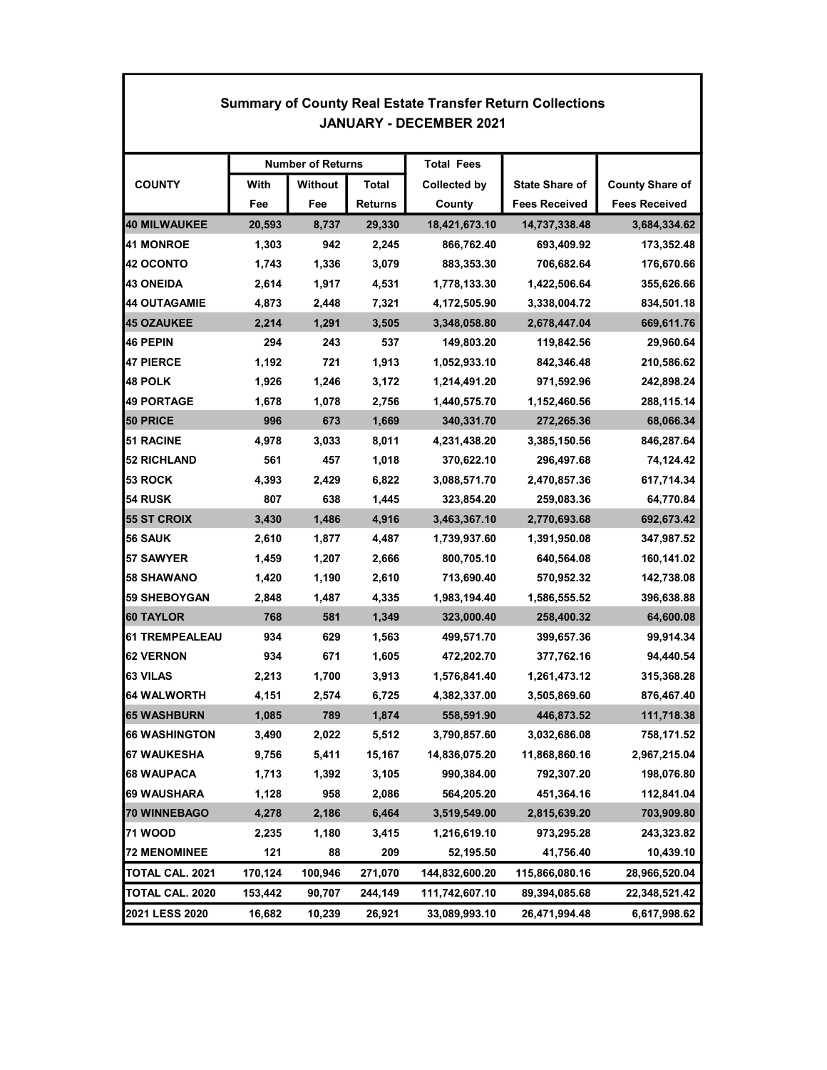## Summary of County Real Estate Transfer Return Collections
## JANUARY - DECEMBER 2021

| COUNTY | Number of Returns | | | Total Fees Collected by County | State Share of Fees Received | County Share of Fees Received |
|---|---|---|---|---|---|---|
| | With Fee | Without Fee | Total Returns | | | |
| 40 MILWAUKEE | 20,593 | 8,737 | 29,330 | 18,421,673.10 | 14,737,338.48 | 3,684,334.62 |
| 41 MONROE | 1,303 | 942 | 2,245 | 866,762.40 | 693,409.92 | 173,352.48 |
| 42 OCONTO | 1,743 | 1,336 | 3,079 | 883,353.30 | 706,682.64 | 176,670.66 |
| 43 ONEIDA | 2,614 | 1,917 | 4,531 | 1,778,133.30 | 1,422,506.64 | 355,626.66 |
| 44 OUTAGAMIE | 4,873 | 2,448 | 7,321 | 4,172,505.90 | 3,338,004.72 | 834,501.18 |
| 45 OZAUKEE | 2,214 | 1,291 | 3,505 | 3,348,058.80 | 2,678,447.04 | 669,611.76 |
| 46 PEPIN | 294 | 243 | 537 | 149,803.20 | 119,842.56 | 29,960.64 |
| 47 PIERCE | 1,192 | 721 | 1,913 | 1,052,933.10 | 842,346.48 | 210,586.62 |
| 48 POLK | 1,926 | 1,246 | 3,172 | 1,214,491.20 | 971,592.96 | 242,898.24 |
| 49 PORTAGE | 1,678 | 1,078 | 2,756 | 1,440,575.70 | 1,152,460.56 | 288,115.14 |
| 50 PRICE | 996 | 673 | 1,669 | 340,331.70 | 272,265.36 | 68,066.34 |
| 51 RACINE | 4,978 | 3,033 | 8,011 | 4,231,438.20 | 3,385,150.56 | 846,287.64 |
| 52 RICHLAND | 561 | 457 | 1,018 | 370,622.10 | 296,497.68 | 74,124.42 |
| 53 ROCK | 4,393 | 2,429 | 6,822 | 3,088,571.70 | 2,470,857.36 | 617,714.34 |
| 54 RUSK | 807 | 638 | 1,445 | 323,854.20 | 259,083.36 | 64,770.84 |
| 55 ST CROIX | 3,430 | 1,486 | 4,916 | 3,463,367.10 | 2,770,693.68 | 692,673.42 |
| 56 SAUK | 2,610 | 1,877 | 4,487 | 1,739,937.60 | 1,391,950.08 | 347,987.52 |
| 57 SAWYER | 1,459 | 1,207 | 2,666 | 800,705.10 | 640,564.08 | 160,141.02 |
| 58 SHAWANO | 1,420 | 1,190 | 2,610 | 713,690.40 | 570,952.32 | 142,738.08 |
| 59 SHEBOYGAN | 2,848 | 1,487 | 4,335 | 1,983,194.40 | 1,586,555.52 | 396,638.88 |
| 60 TAYLOR | 768 | 581 | 1,349 | 323,000.40 | 258,400.32 | 64,600.08 |
| 61 TREMPEALEAU | 934 | 629 | 1,563 | 499,571.70 | 399,657.36 | 99,914.34 |
| 62 VERNON | 934 | 671 | 1,605 | 472,202.70 | 377,762.16 | 94,440.54 |
| 63 VILAS | 2,213 | 1,700 | 3,913 | 1,576,841.40 | 1,261,473.12 | 315,368.28 |
| 64 WALWORTH | 4,151 | 2,574 | 6,725 | 4,382,337.00 | 3,505,869.60 | 876,467.40 |
| 65 WASHBURN | 1,085 | 789 | 1,874 | 558,591.90 | 446,873.52 | 111,718.38 |
| 66 WASHINGTON | 3,490 | 2,022 | 5,512 | 3,790,857.60 | 3,032,686.08 | 758,171.52 |
| 67 WAUKESHA | 9,756 | 5,411 | 15,167 | 14,836,075.20 | 11,868,860.16 | 2,967,215.04 |
| 68 WAUPACA | 1,713 | 1,392 | 3,105 | 990,384.00 | 792,307.20 | 198,076.80 |
| 69 WAUSHARA | 1,128 | 958 | 2,086 | 564,205.20 | 451,364.16 | 112,841.04 |
| 70 WINNEBAGO | 4,278 | 2,186 | 6,464 | 3,519,549.00 | 2,815,639.20 | 703,909.80 |
| 71 WOOD | 2,235 | 1,180 | 3,415 | 1,216,619.10 | 973,295.28 | 243,323.82 |
| 72 MENOMINEE | 121 | 88 | 209 | 52,195.50 | 41,756.40 | 10,439.10 |
| TOTAL CAL. 2021 | 170,124 | 100,946 | 271,070 | 144,832,600.20 | 115,866,080.16 | 28,966,520.04 |
| TOTAL CAL. 2020 | 153,442 | 90,707 | 244,149 | 111,742,607.10 | 89,394,085.68 | 22,348,521.42 |
| 2021 LESS 2020 | 16,682 | 10,239 | 26,921 | 33,089,993.10 | 26,471,994.48 | 6,617,998.62 |